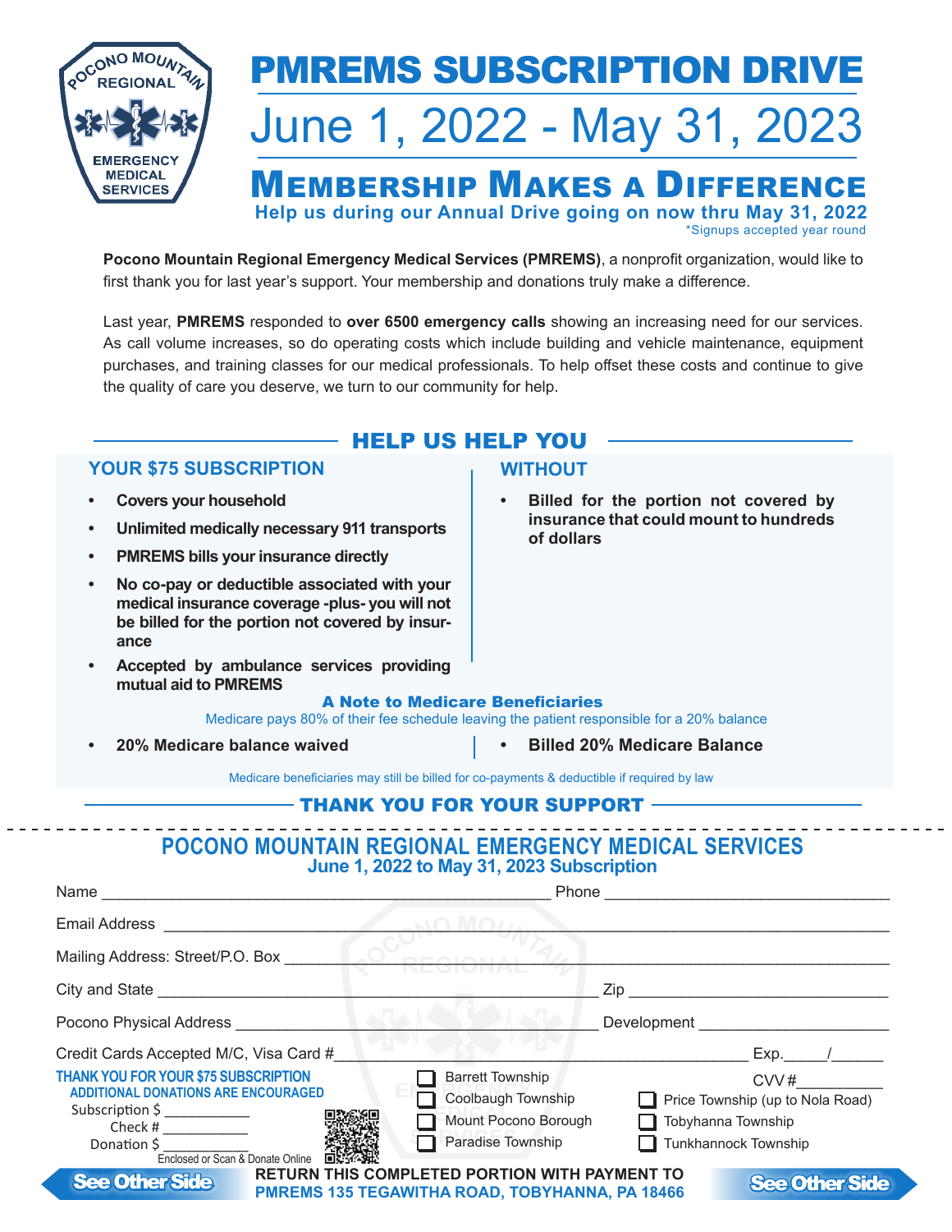# PMREMS SUBSCRIPTION DRIVE

## June 1, 2022 - May 31, 2023

## MEMBERSHIP MAKES A DIFFERENCE

**Help us during our Annual Drive going on now thru May 31, 2022**

*Signups accepted year round

**Pocono Mountain Regional Emergency Medical Services (PMREMS)**, a nonprofit organization, would like to first thank you for last year's support. Your membership and donations truly make a difference.

Last year, **PMREMS** responded to **over 6500 emergency calls** showing an increasing need for our services. As call volume increases, so do operating costs which include building and vehicle maintenance, equipment purchases, and training classes for our medical professionals. To help offset these costs and continue to give the quality of care you deserve, we turn to our community for help.

## HELP US HELP YOU

### YOUR $75 SUBSCRIPTION

- **Covers your household**
- **Unlimited medically necessary 911 transports**
- **PMREMS bills your insurance directly**
- **No co-pay or deductible associated with your medical insurance coverage -plus- you will not be billed for the portion not covered by insurance**
- **Accepted by ambulance services providing mutual aid to PMREMS**

### WITHOUT

- **Billed for the portion not covered by insurance that could mount to hundreds of dollars**

### A Note to Medicare Beneficiaries

Medicare pays 80% of their fee schedule leaving the patient responsible for a 20% balance

| YOUR $75 SUBSCRIPTION | WITHOUT |
|---|---|
| **20% Medicare balance waived** | **Billed 20% Medicare Balance** |

Medicare beneficiaries may still be billed for co-payments & deductible if required by law

## THANK YOU FOR YOUR SUPPORT

---

## POCONO MOUNTAIN REGIONAL EMERGENCY MEDICAL SERVICES

### June 1, 2022 to May 31, 2023 Subscription

Name ______________________________ Phone ______________________________

Email Address ______________________________

Mailing Address: Street/P.O. Box ______________________________

City and State ______________________________ Zip ______________________________

Pocono Physical Address ______________________________ Development ______________________________

Credit Cards Accepted M/C, Visa Card #______________________________ Exp.\_\_\_\_\_/\_\_\_\_\_\_

CVV #__________

**THANK YOU FOR YOUR $75 SUBSCRIPTION**

**ADDITIONAL DONATIONS ARE ENCOURAGED**

Subscription $ ___________

Check # ___________

Donation $ ___________

Enclosed or Scan & Donate Online

- ☐ Barrett Township
- ☐ Coolbaugh Township
- ☐ Mount Pocono Borough
- ☐ Paradise Township
- ☐ Price Township (up to Nola Road)
- ☐ Tobyhanna Township
- ☐ Tunkhannock Township

**See Other Side**

**RETURN THIS COMPLETED PORTION WITH PAYMENT TO**

**PMREMS 135 TEGAWITHA ROAD, TOBYHANNA, PA 18466**

**See Other Side**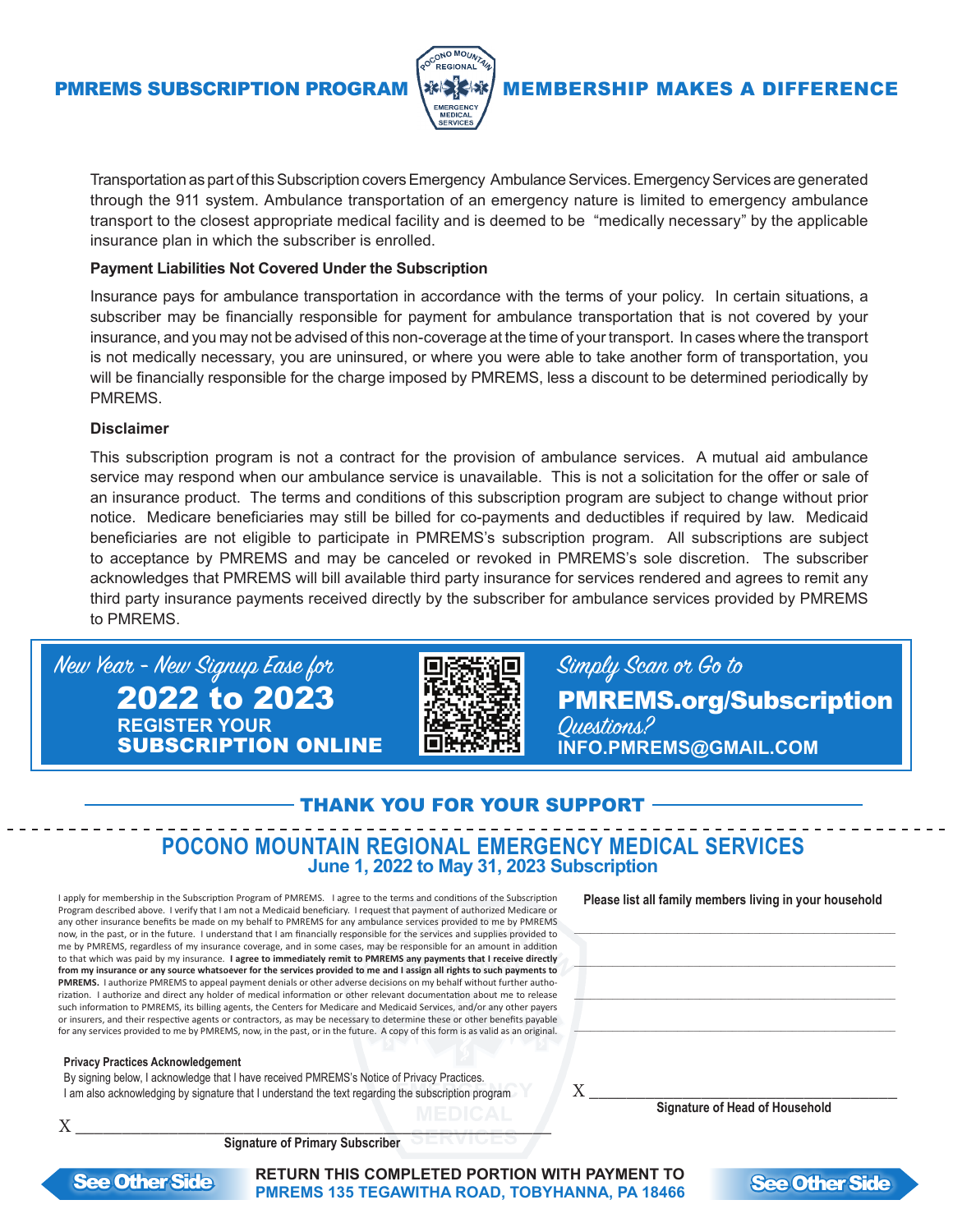PMREMS SUBSCRIPTION PROGRAM — MEMBERSHIP MAKES A DIFFERENCE

POCONO MOUNTAIN REGIONAL EMERGENCY MEDICAL SERVICES

Transportation as part of this Subscription covers Emergency Ambulance Services. Emergency Services are generated through the 911 system. Ambulance transportation of an emergency nature is limited to emergency ambulance transport to the closest appropriate medical facility and is deemed to be "medically necessary" by the applicable insurance plan in which the subscriber is enrolled.

**Payment Liabilities Not Covered Under the Subscription**

Insurance pays for ambulance transportation in accordance with the terms of your policy. In certain situations, a subscriber may be financially responsible for payment for ambulance transportation that is not covered by your insurance, and you may not be advised of this non-coverage at the time of your transport. In cases where the transport is not medically necessary, you are uninsured, or where you were able to take another form of transportation, you will be financially responsible for the charge imposed by PMREMS, less a discount to be determined periodically by PMREMS.

**Disclaimer**

This subscription program is not a contract for the provision of ambulance services. A mutual aid ambulance service may respond when our ambulance service is unavailable. This is not a solicitation for the offer or sale of an insurance product. The terms and conditions of this subscription program are subject to change without prior notice. Medicare beneficiaries may still be billed for co-payments and deductibles if required by law. Medicaid beneficiaries are not eligible to participate in PMREMS's subscription program. All subscriptions are subject to acceptance by PMREMS and may be canceled or revoked in PMREMS's sole discretion. The subscriber acknowledges that PMREMS will bill available third party insurance for services rendered and agrees to remit any third party insurance payments received directly by the subscriber for ambulance services provided by PMREMS to PMREMS.

*New Year - New Signup Ease for*
**2022 to 2023**
**REGISTER YOUR SUBSCRIPTION ONLINE**

*Simply Scan or Go to*
**PMREMS.org/Subscription**
*Questions?*
**INFO.PMREMS@GMAIL.COM**

**THANK YOU FOR YOUR SUPPORT**

## POCONO MOUNTAIN REGIONAL EMERGENCY MEDICAL SERVICES
### June 1, 2022 to May 31, 2023 Subscription

I apply for membership in the Subscription Program of PMREMS. I agree to the terms and conditions of the Subscription Program described above. I verify that I am not a Medicaid beneficiary. I request that payment of authorized Medicare or any other insurance benefits be made on my behalf to PMREMS for any ambulance services provided to me by PMREMS now, in the past, or in the future. I understand that I am financially responsible for the services and supplies provided to me by PMREMS, regardless of my insurance coverage, and in some cases, may be responsible for an amount in addition to that which was paid by my insurance. **I agree to immediately remit to PMREMS any payments that I receive directly from my insurance or any source whatsoever for the services provided to me and I assign all rights to such payments to PMREMS.** I authorize PMREMS to appeal payment denials or other adverse decisions on my behalf without further authorization. I authorize and direct any holder of medical information or other relevant documentation about me to release such information to PMREMS, its billing agents, the Centers for Medicare and Medicaid Services, and/or any other payers or insurers, and their respective agents or contractors, as may be necessary to determine these or other benefits payable for any services provided to me by PMREMS, now, in the past, or in the future. A copy of this form is as valid as an original.

**Privacy Practices Acknowledgement**

By signing below, I acknowledge that I have received PMREMS's Notice of Privacy Practices.
I am also acknowledging by signature that I understand the text regarding the subscription program

X ____________________________________________
**Signature of Primary Subscriber**

**Please list all family members living in your household**

____________________________________________

____________________________________________

____________________________________________

____________________________________________

X ____________________________________________
**Signature of Head of Household**

See Other Side

**RETURN THIS COMPLETED PORTION WITH PAYMENT TO**
**PMREMS 135 TEGAWITHA ROAD, TOBYHANNA, PA 18466**

See Other Side